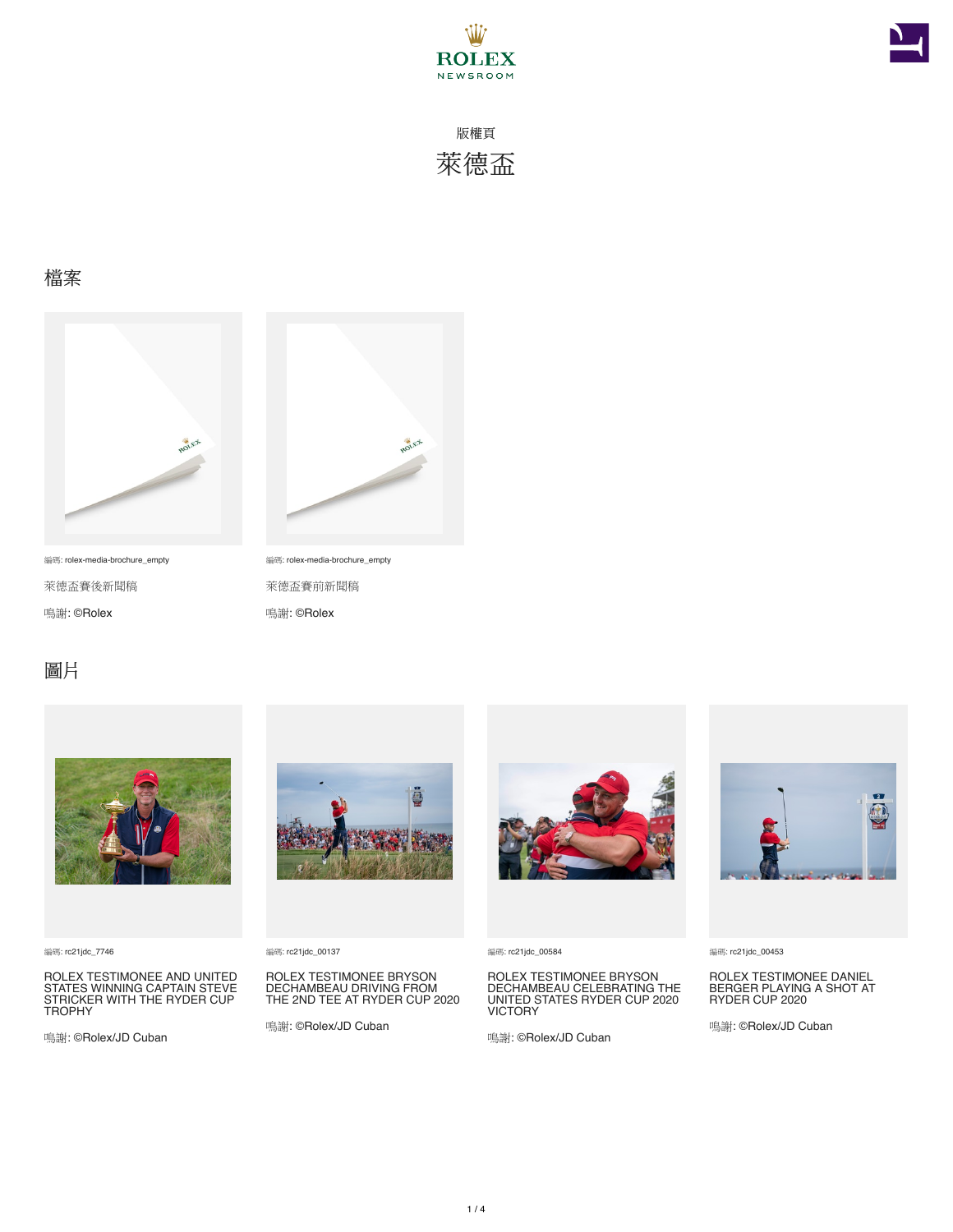ROLEX
NEWSROOM

版權頁

# 萊德盃

## 檔案

編碼: rolex-media-brochure_empty

萊德盃賽後新聞稿

鳴謝: ©Rolex

編碼: rolex-media-brochure_empty

萊德盃賽前新聞稿

鳴謝: ©Rolex

## 圖片

編碼: rc21jdc_7746

ROLEX TESTIMONEE AND UNITED STATES WINNING CAPTAIN STEVE STRICKER WITH THE RYDER CUP TROPHY

鳴謝: ©Rolex/JD Cuban

編碼: rc21jdc_00137

ROLEX TESTIMONEE BRYSON DECHAMBEAU DRIVING FROM THE 2ND TEE AT RYDER CUP 2020

鳴謝: ©Rolex/JD Cuban

編碼: rc21jdc_00584

ROLEX TESTIMONEE BRYSON DECHAMBEAU CELEBRATING THE UNITED STATES RYDER CUP 2020 VICTORY

鳴謝: ©Rolex/JD Cuban

編碼: rc21jdc_00453

ROLEX TESTIMONEE DANIEL BERGER PLAYING A SHOT AT RYDER CUP 2020

鳴謝: ©Rolex/JD Cuban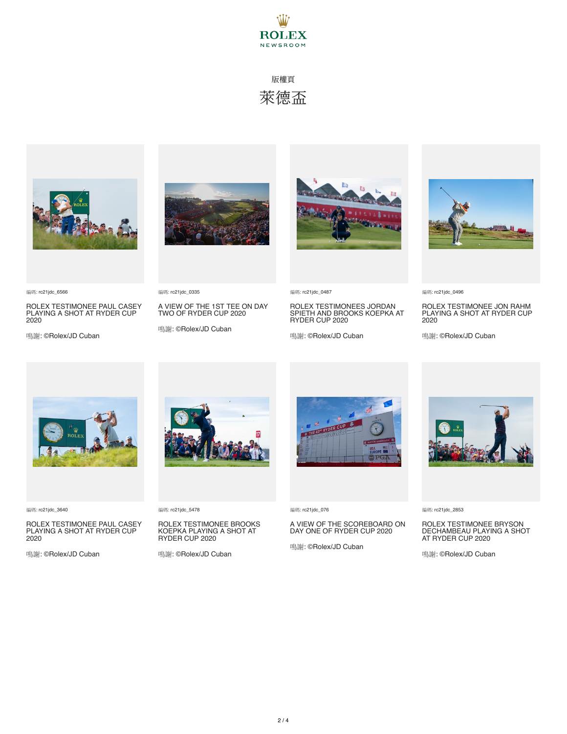ROLEX NEWSROOM

版權頁

# 萊德盃

編碼: rc21jdc_6566

ROLEX TESTIMONEE PAUL CASEY PLAYING A SHOT AT RYDER CUP 2020

鳴謝: ©Rolex/JD Cuban

編碼: rc21jdc_0335

A VIEW OF THE 1ST TEE ON DAY TWO OF RYDER CUP 2020

鳴謝: ©Rolex/JD Cuban

編碼: rc21jdc_0487

ROLEX TESTIMONEES JORDAN SPIETH AND BROOKS KOEPKA AT RYDER CUP 2020

鳴謝: ©Rolex/JD Cuban

編碼: rc21jdc_0496

ROLEX TESTIMONEE JON RAHM PLAYING A SHOT AT RYDER CUP 2020

鳴謝: ©Rolex/JD Cuban

編碼: rc21jdc_3640

ROLEX TESTIMONEE PAUL CASEY PLAYING A SHOT AT RYDER CUP 2020

鳴謝: ©Rolex/JD Cuban

編碼: rc21jdc_5478

ROLEX TESTIMONEE BROOKS KOEPKA PLAYING A SHOT AT RYDER CUP 2020

鳴謝: ©Rolex/JD Cuban

編碼: rc21jdc_076

A VIEW OF THE SCOREBOARD ON DAY ONE OF RYDER CUP 2020

鳴謝: ©Rolex/JD Cuban

編碼: rc21jdc_2853

ROLEX TESTIMONEE BRYSON DECHAMBEAU PLAYING A SHOT AT RYDER CUP 2020

鳴謝: ©Rolex/JD Cuban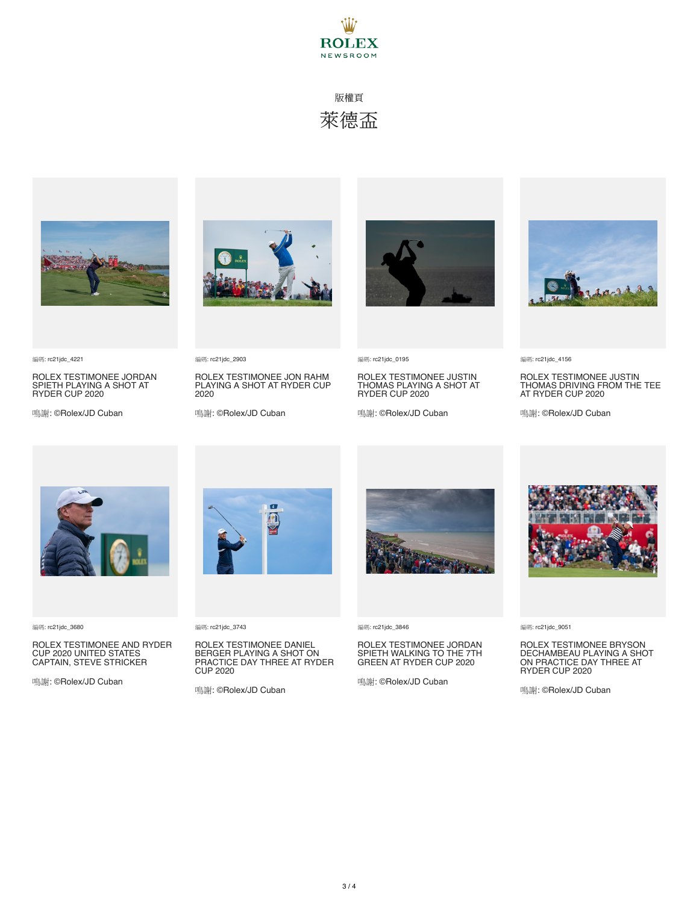版權頁

# 萊德盃

編碼: rc21jdc_4221

ROLEX TESTIMONEE JORDAN SPIETH PLAYING A SHOT AT RYDER CUP 2020

鳴謝: ©Rolex/JD Cuban

編碼: rc21jdc_2903

ROLEX TESTIMONEE JON RAHM PLAYING A SHOT AT RYDER CUP 2020

鳴謝: ©Rolex/JD Cuban

編碼: rc21jdc_0195

ROLEX TESTIMONEE JUSTIN THOMAS PLAYING A SHOT AT RYDER CUP 2020

鳴謝: ©Rolex/JD Cuban

編碼: rc21jdc_4156

ROLEX TESTIMONEE JUSTIN THOMAS DRIVING FROM THE TEE AT RYDER CUP 2020

鳴謝: ©Rolex/JD Cuban

編碼: rc21jdc_3680

ROLEX TESTIMONEE AND RYDER CUP 2020 UNITED STATES CAPTAIN, STEVE STRICKER

鳴謝: ©Rolex/JD Cuban

編碼: rc21jdc_3743

ROLEX TESTIMONEE DANIEL BERGER PLAYING A SHOT ON PRACTICE DAY THREE AT RYDER CUP 2020

鳴謝: ©Rolex/JD Cuban

編碼: rc21jdc_3846

ROLEX TESTIMONEE JORDAN SPIETH WALKING TO THE 7TH GREEN AT RYDER CUP 2020

鳴謝: ©Rolex/JD Cuban

編碼: rc21jdc_9051

ROLEX TESTIMONEE BRYSON DECHAMBEAU PLAYING A SHOT ON PRACTICE DAY THREE AT RYDER CUP 2020

鳴謝: ©Rolex/JD Cuban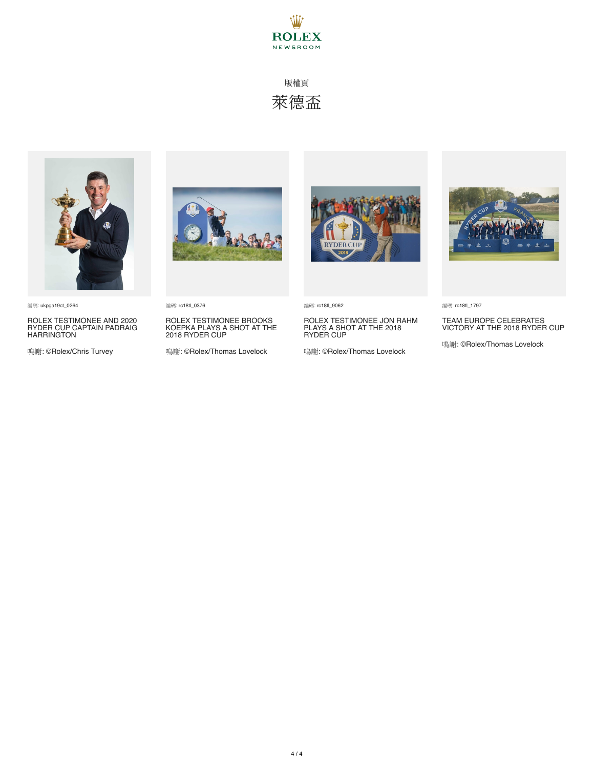ROLEX
NEWSROOM

版權頁

# 萊德盃

編碼: ukpga19ct_0264

ROLEX TESTIMONEE AND 2020 RYDER CUP CAPTAIN PADRAIG HARRINGTON

鳴謝: ©Rolex/Chris Turvey

編碼: rc18tl_0376

ROLEX TESTIMONEE BROOKS KOEPKA PLAYS A SHOT AT THE 2018 RYDER CUP

鳴謝: ©Rolex/Thomas Lovelock

編碼: rc18tl_9062

ROLEX TESTIMONEE JON RAHM PLAYS A SHOT AT THE 2018 RYDER CUP

鳴謝: ©Rolex/Thomas Lovelock

編碼: rc18tl_1797

TEAM EUROPE CELEBRATES VICTORY AT THE 2018 RYDER CUP

鳴謝: ©Rolex/Thomas Lovelock